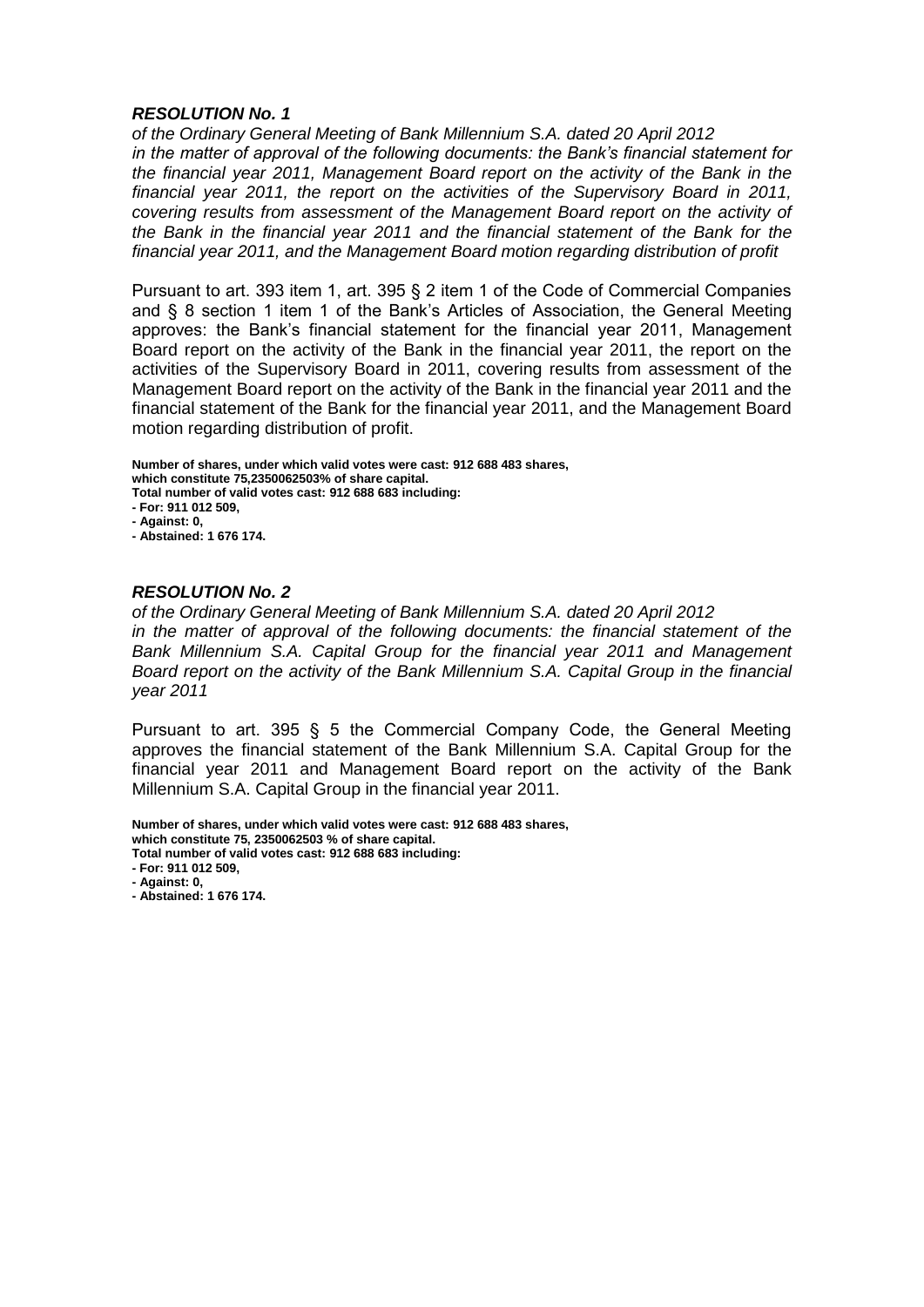### *RESOLUTION No. 1*

*of the Ordinary General Meeting of Bank Millennium S.A. dated 20 April 2012 in the matter of approval of the following documents: the Bank's financial statement for the financial year 2011, Management Board report on the activity of the Bank in the financial year 2011, the report on the activities of the Supervisory Board in 2011, covering results from assessment of the Management Board report on the activity of the Bank in the financial year 2011 and the financial statement of the Bank for the financial year 2011, and the Management Board motion regarding distribution of profit*

Pursuant to art. 393 item 1, art. 395 § 2 item 1 of the Code of Commercial Companies and § 8 section 1 item 1 of the Bank's Articles of Association, the General Meeting approves: the Bank's financial statement for the financial year 2011, Management Board report on the activity of the Bank in the financial year 2011, the report on the activities of the Supervisory Board in 2011, covering results from assessment of the Management Board report on the activity of the Bank in the financial year 2011 and the financial statement of the Bank for the financial year 2011, and the Management Board motion regarding distribution of profit.

**Number of shares, under which valid votes were cast: 912 688 483 shares, which constitute 75,2350062503% of share capital.**
**Total number of valid votes cast: 912 688 683 including:**
**- For: 911 012 509,**
**- Against: 0,**
**- Abstained: 1 676 174.**

### *RESOLUTION No. 2*

*of the Ordinary General Meeting of Bank Millennium S.A. dated 20 April 2012 in the matter of approval of the following documents: the financial statement of the Bank Millennium S.A. Capital Group for the financial year 2011 and Management Board report on the activity of the Bank Millennium S.A. Capital Group in the financial year 2011*

Pursuant to art. 395 § 5 the Commercial Company Code, the General Meeting approves the financial statement of the Bank Millennium S.A. Capital Group for the financial year 2011 and Management Board report on the activity of the Bank Millennium S.A. Capital Group in the financial year 2011.

**Number of shares, under which valid votes were cast: 912 688 483 shares, which constitute 75, 2350062503 % of share capital.**
**Total number of valid votes cast: 912 688 683 including:**
**- For: 911 012 509,**
**- Against: 0,**
**- Abstained: 1 676 174.**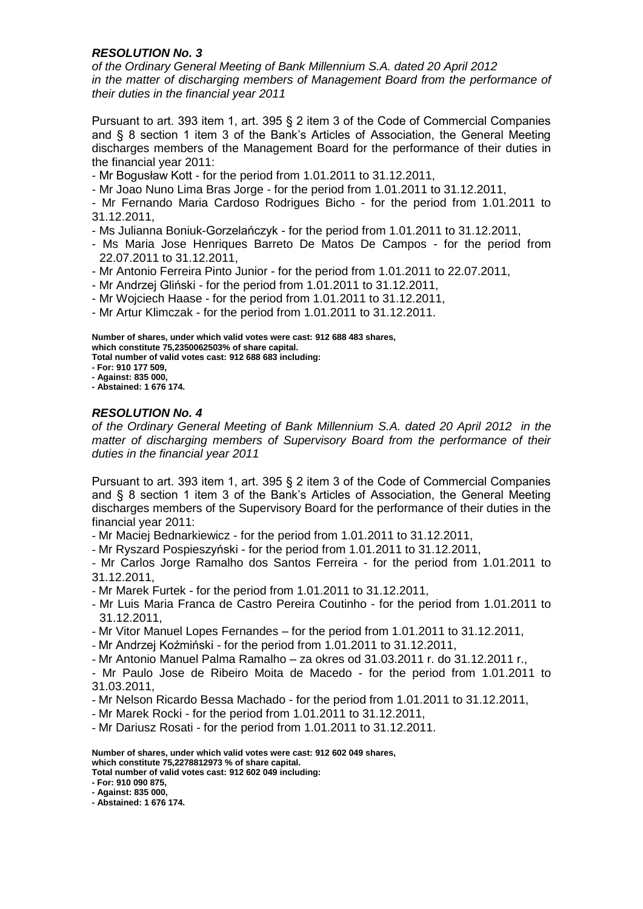### *RESOLUTION No. 3*

*of the Ordinary General Meeting of Bank Millennium S.A. dated 20 April 2012 in the matter of discharging members of Management Board from the performance of their duties in the financial year 2011*

Pursuant to art. 393 item 1, art. 395 § 2 item 3 of the Code of Commercial Companies and § 8 section 1 item 3 of the Bank's Articles of Association, the General Meeting discharges members of the Management Board for the performance of their duties in the financial year 2011:

- Mr Bogusław Kott - for the period from 1.01.2011 to 31.12.2011,
- Mr Joao Nuno Lima Bras Jorge - for the period from 1.01.2011 to 31.12.2011,
- Mr Fernando Maria Cardoso Rodrigues Bicho - for the period from 1.01.2011 to 31.12.2011,
- Ms Julianna Boniuk-Gorzelańczyk - for the period from 1.01.2011 to 31.12.2011,
- Ms Maria Jose Henriques Barreto De Matos De Campos - for the period from 22.07.2011 to 31.12.2011,
- Mr Antonio Ferreira Pinto Junior - for the period from 1.01.2011 to 22.07.2011,
- Mr Andrzej Gliński - for the period from 1.01.2011 to 31.12.2011,
- Mr Wojciech Haase - for the period from 1.01.2011 to 31.12.2011,
- Mr Artur Klimczak - for the period from 1.01.2011 to 31.12.2011.

**Number of shares, under which valid votes were cast: 912 688 483 shares, which constitute 75,2350062503% of share capital.**
**Total number of valid votes cast: 912 688 683 including:**
**- For: 910 177 509,**
**- Against: 835 000,**
**- Abstained: 1 676 174.**

### *RESOLUTION No. 4*

*of the Ordinary General Meeting of Bank Millennium S.A. dated 20 April 2012 in the matter of discharging members of Supervisory Board from the performance of their duties in the financial year 2011*

Pursuant to art. 393 item 1, art. 395 § 2 item 3 of the Code of Commercial Companies and § 8 section 1 item 3 of the Bank's Articles of Association, the General Meeting discharges members of the Supervisory Board for the performance of their duties in the financial year 2011:

- Mr Maciej Bednarkiewicz - for the period from 1.01.2011 to 31.12.2011,
- Mr Ryszard Pospieszyński - for the period from 1.01.2011 to 31.12.2011,
- Mr Carlos Jorge Ramalho dos Santos Ferreira - for the period from 1.01.2011 to 31.12.2011,
- Mr Marek Furtek - for the period from 1.01.2011 to 31.12.2011,
- Mr Luis Maria Franca de Castro Pereira Coutinho - for the period from 1.01.2011 to 31.12.2011,
- Mr Vitor Manuel Lopes Fernandes – for the period from 1.01.2011 to 31.12.2011,
- Mr Andrzej Koźmiński - for the period from 1.01.2011 to 31.12.2011,
- Mr Antonio Manuel Palma Ramalho – za okres od 31.03.2011 r. do 31.12.2011 r.,
- Mr Paulo Jose de Ribeiro Moita de Macedo - for the period from 1.01.2011 to 31.03.2011,
- Mr Nelson Ricardo Bessa Machado - for the period from 1.01.2011 to 31.12.2011,
- Mr Marek Rocki - for the period from 1.01.2011 to 31.12.2011,
- Mr Dariusz Rosati - for the period from 1.01.2011 to 31.12.2011.

**Number of shares, under which valid votes were cast: 912 602 049 shares, which constitute 75,2278812973 % of share capital.**
**Total number of valid votes cast: 912 602 049 including:**
**- For: 910 090 875,**
**- Against: 835 000,**
**- Abstained: 1 676 174.**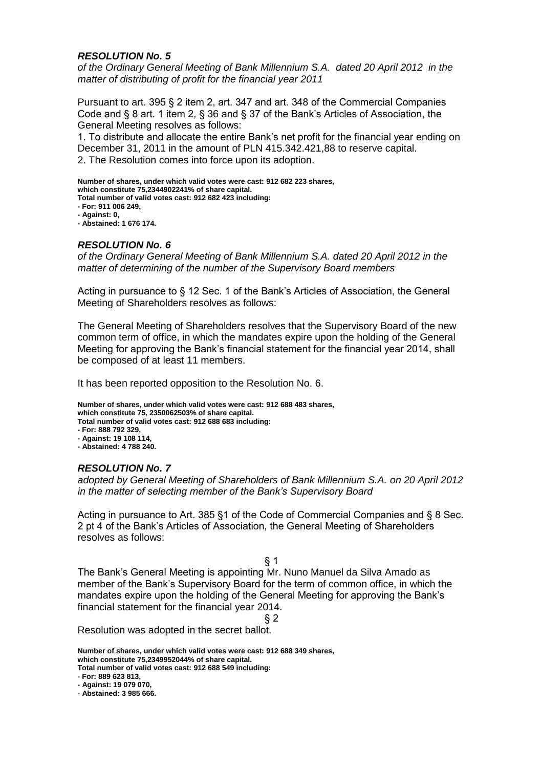### *RESOLUTION No. 5*

*of the Ordinary General Meeting of Bank Millennium S.A. dated 20 April 2012 in the matter of distributing of profit for the financial year 2011*

Pursuant to art. 395 § 2 item 2, art. 347 and art. 348 of the Commercial Companies Code and § 8 art. 1 item 2, § 36 and § 37 of the Bank's Articles of Association, the General Meeting resolves as follows:

1. To distribute and allocate the entire Bank's net profit for the financial year ending on December 31, 2011 in the amount of PLN 415.342.421,88 to reserve capital.
2. The Resolution comes into force upon its adoption.

**Number of shares, under which valid votes were cast: 912 682 223 shares, which constitute 75,2344902241% of share capital.**
**Total number of valid votes cast: 912 682 423 including:**
**- For: 911 006 249,**
**- Against: 0,**
**- Abstained: 1 676 174.**

### *RESOLUTION No. 6*

*of the Ordinary General Meeting of Bank Millennium S.A. dated 20 April 2012 in the matter of determining of the number of the Supervisory Board members*

Acting in pursuance to § 12 Sec. 1 of the Bank's Articles of Association, the General Meeting of Shareholders resolves as follows:

The General Meeting of Shareholders resolves that the Supervisory Board of the new common term of office, in which the mandates expire upon the holding of the General Meeting for approving the Bank's financial statement for the financial year 2014, shall be composed of at least 11 members.

It has been reported opposition to the Resolution No. 6.

**Number of shares, under which valid votes were cast: 912 688 483 shares, which constitute 75, 2350062503% of share capital.**
**Total number of valid votes cast: 912 688 683 including:**
**- For: 888 792 329,**
**- Against: 19 108 114,**
**- Abstained: 4 788 240.**

### *RESOLUTION No. 7*

*adopted by General Meeting of Shareholders of Bank Millennium S.A. on 20 April 2012 in the matter of selecting member of the Bank's Supervisory Board*

Acting in pursuance to Art. 385 §1 of the Code of Commercial Companies and § 8 Sec. 2 pt 4 of the Bank's Articles of Association, the General Meeting of Shareholders resolves as follows:

§ 1

The Bank's General Meeting is appointing Mr. Nuno Manuel da Silva Amado as member of the Bank's Supervisory Board for the term of common office, in which the mandates expire upon the holding of the General Meeting for approving the Bank's financial statement for the financial year 2014.

§ 2

Resolution was adopted in the secret ballot.

**Number of shares, under which valid votes were cast: 912 688 349 shares, which constitute 75,2349952044% of share capital.**
**Total number of valid votes cast: 912 688 549 including:**
**- For: 889 623 813,**
**- Against: 19 079 070,**
**- Abstained: 3 985 666.**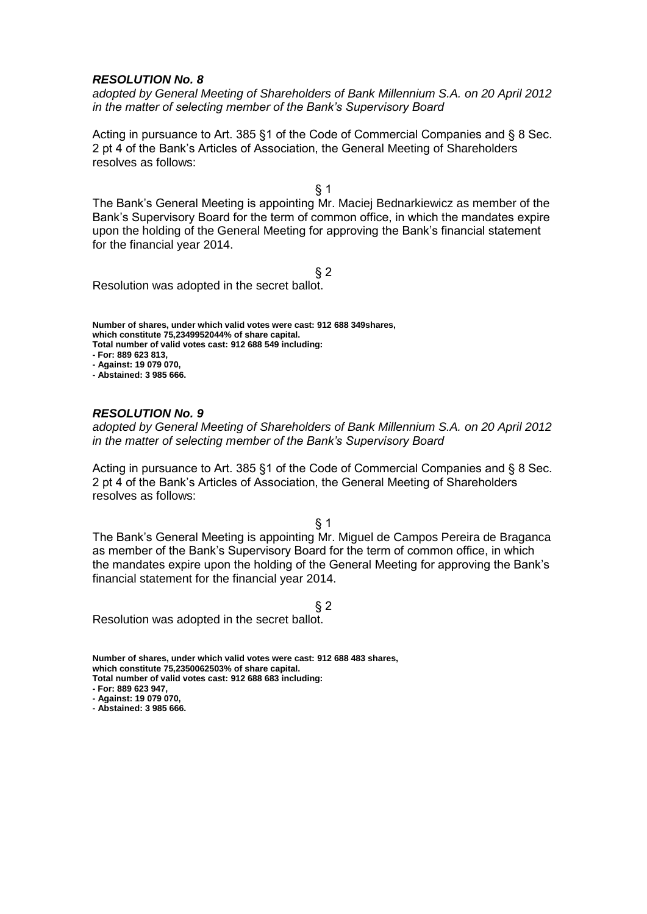***RESOLUTION No. 8***

*adopted by General Meeting of Shareholders of Bank Millennium S.A. on 20 April 2012 in the matter of selecting member of the Bank's Supervisory Board*

Acting in pursuance to Art. 385 §1 of the Code of Commercial Companies and § 8 Sec. 2 pt 4 of the Bank's Articles of Association, the General Meeting of Shareholders resolves as follows:

§ 1

The Bank's General Meeting is appointing Mr. Maciej Bednarkiewicz as member of the Bank's Supervisory Board for the term of common office, in which the mandates expire upon the holding of the General Meeting for approving the Bank's financial statement for the financial year 2014.

§ 2

Resolution was adopted in the secret ballot.

**Number of shares, under which valid votes were cast: 912 688 349shares, which constitute 75,2349952044% of share capital.**
**Total number of valid votes cast: 912 688 549 including:**
**- For: 889 623 813,**
**- Against: 19 079 070,**
**- Abstained: 3 985 666.**

***RESOLUTION No. 9***

*adopted by General Meeting of Shareholders of Bank Millennium S.A. on 20 April 2012 in the matter of selecting member of the Bank's Supervisory Board*

Acting in pursuance to Art. 385 §1 of the Code of Commercial Companies and § 8 Sec. 2 pt 4 of the Bank's Articles of Association, the General Meeting of Shareholders resolves as follows:

§ 1

The Bank's General Meeting is appointing Mr. Miguel de Campos Pereira de Braganca as member of the Bank's Supervisory Board for the term of common office, in which the mandates expire upon the holding of the General Meeting for approving the Bank's financial statement for the financial year 2014.

§ 2

Resolution was adopted in the secret ballot.

**Number of shares, under which valid votes were cast: 912 688 483 shares, which constitute 75,2350062503% of share capital.**
**Total number of valid votes cast: 912 688 683 including:**
**- For: 889 623 947,**
**- Against: 19 079 070,**
**- Abstained: 3 985 666.**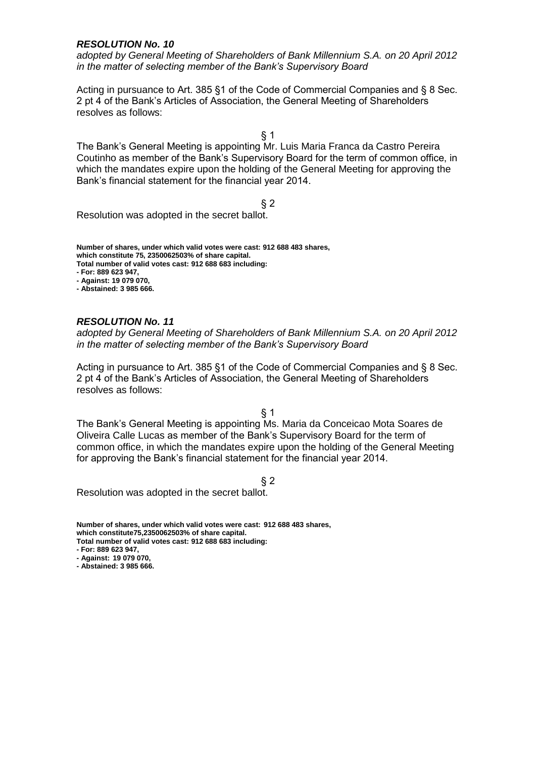### *RESOLUTION No. 10*

*adopted by General Meeting of Shareholders of Bank Millennium S.A. on 20 April 2012 in the matter of selecting member of the Bank's Supervisory Board*

Acting in pursuance to Art. 385 §1 of the Code of Commercial Companies and § 8 Sec. 2 pt 4 of the Bank's Articles of Association, the General Meeting of Shareholders resolves as follows:

§ 1

The Bank's General Meeting is appointing Mr. Luis Maria Franca da Castro Pereira Coutinho as member of the Bank's Supervisory Board for the term of common office, in which the mandates expire upon the holding of the General Meeting for approving the Bank's financial statement for the financial year 2014.

§ 2

Resolution was adopted in the secret ballot.

**Number of shares, under which valid votes were cast: 912 688 483 shares, which constitute 75, 2350062503% of share capital.**
**Total number of valid votes cast: 912 688 683 including:**
**- For: 889 623 947,**
**- Against: 19 079 070,**
**- Abstained: 3 985 666.**

### *RESOLUTION No. 11*

*adopted by General Meeting of Shareholders of Bank Millennium S.A. on 20 April 2012 in the matter of selecting member of the Bank's Supervisory Board*

Acting in pursuance to Art. 385 §1 of the Code of Commercial Companies and § 8 Sec. 2 pt 4 of the Bank's Articles of Association, the General Meeting of Shareholders resolves as follows:

§ 1

The Bank's General Meeting is appointing Ms. Maria da Conceicao Mota Soares de Oliveira Calle Lucas as member of the Bank's Supervisory Board for the term of common office, in which the mandates expire upon the holding of the General Meeting for approving the Bank's financial statement for the financial year 2014.

§ 2

Resolution was adopted in the secret ballot.

**Number of shares, under which valid votes were cast: 912 688 483 shares, which constitute75,2350062503% of share capital.**
**Total number of valid votes cast: 912 688 683 including:**
**- For: 889 623 947,**
**- Against: 19 079 070,**
**- Abstained: 3 985 666.**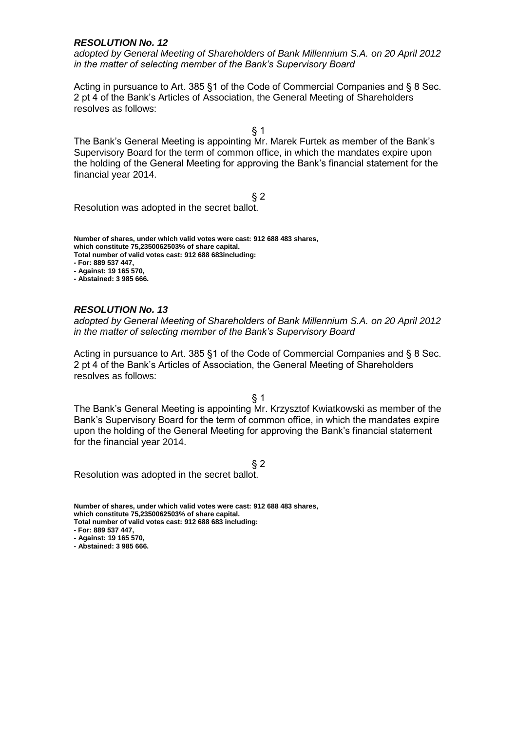***RESOLUTION No. 12***

*adopted by General Meeting of Shareholders of Bank Millennium S.A. on 20 April 2012 in the matter of selecting member of the Bank's Supervisory Board*

Acting in pursuance to Art. 385 §1 of the Code of Commercial Companies and § 8 Sec. 2 pt 4 of the Bank's Articles of Association, the General Meeting of Shareholders resolves as follows:

§ 1

The Bank's General Meeting is appointing Mr. Marek Furtek as member of the Bank's Supervisory Board for the term of common office, in which the mandates expire upon the holding of the General Meeting for approving the Bank's financial statement for the financial year 2014.

§ 2

Resolution was adopted in the secret ballot.

**Number of shares, under which valid votes were cast: 912 688 483 shares, which constitute 75,2350062503% of share capital.**
**Total number of valid votes cast: 912 688 683including:**
**- For: 889 537 447,**
**- Against: 19 165 570,**
**- Abstained: 3 985 666.**

***RESOLUTION No. 13***

*adopted by General Meeting of Shareholders of Bank Millennium S.A. on 20 April 2012 in the matter of selecting member of the Bank's Supervisory Board*

Acting in pursuance to Art. 385 §1 of the Code of Commercial Companies and § 8 Sec. 2 pt 4 of the Bank's Articles of Association, the General Meeting of Shareholders resolves as follows:

§ 1

The Bank's General Meeting is appointing Mr. Krzysztof Kwiatkowski as member of the Bank's Supervisory Board for the term of common office, in which the mandates expire upon the holding of the General Meeting for approving the Bank's financial statement for the financial year 2014.

§ 2

Resolution was adopted in the secret ballot.

**Number of shares, under which valid votes were cast: 912 688 483 shares, which constitute 75,2350062503% of share capital.**
**Total number of valid votes cast: 912 688 683 including:**
**- For: 889 537 447,**
**- Against: 19 165 570,**
**- Abstained: 3 985 666.**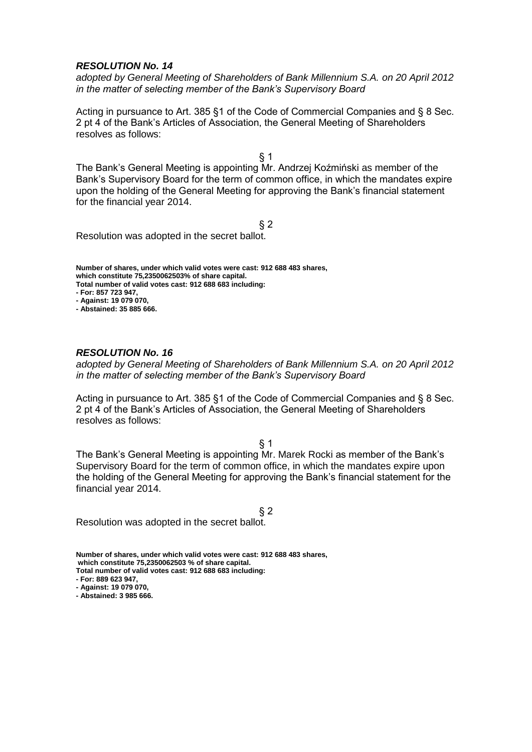### *RESOLUTION No. 14*

*adopted by General Meeting of Shareholders of Bank Millennium S.A. on 20 April 2012 in the matter of selecting member of the Bank's Supervisory Board*

Acting in pursuance to Art. 385 §1 of the Code of Commercial Companies and § 8 Sec. 2 pt 4 of the Bank's Articles of Association, the General Meeting of Shareholders resolves as follows:

§ 1

The Bank's General Meeting is appointing Mr. Andrzej Koźmiński as member of the Bank's Supervisory Board for the term of common office, in which the mandates expire upon the holding of the General Meeting for approving the Bank's financial statement for the financial year 2014.

§ 2

Resolution was adopted in the secret ballot.

**Number of shares, under which valid votes were cast: 912 688 483 shares, which constitute 75,2350062503% of share capital.**
**Total number of valid votes cast: 912 688 683 including:**
**- For: 857 723 947,**
**- Against: 19 079 070,**
**- Abstained: 35 885 666.**

### *RESOLUTION No. 16*

*adopted by General Meeting of Shareholders of Bank Millennium S.A. on 20 April 2012 in the matter of selecting member of the Bank's Supervisory Board*

Acting in pursuance to Art. 385 §1 of the Code of Commercial Companies and § 8 Sec. 2 pt 4 of the Bank's Articles of Association, the General Meeting of Shareholders resolves as follows:

§ 1

The Bank's General Meeting is appointing Mr. Marek Rocki as member of the Bank's Supervisory Board for the term of common office, in which the mandates expire upon the holding of the General Meeting for approving the Bank's financial statement for the financial year 2014.

§ 2

Resolution was adopted in the secret ballot.

**Number of shares, under which valid votes were cast: 912 688 483 shares, which constitute 75,2350062503 % of share capital.**
**Total number of valid votes cast: 912 688 683 including:**
**- For: 889 623 947,**
**- Against: 19 079 070,**
**- Abstained: 3 985 666.**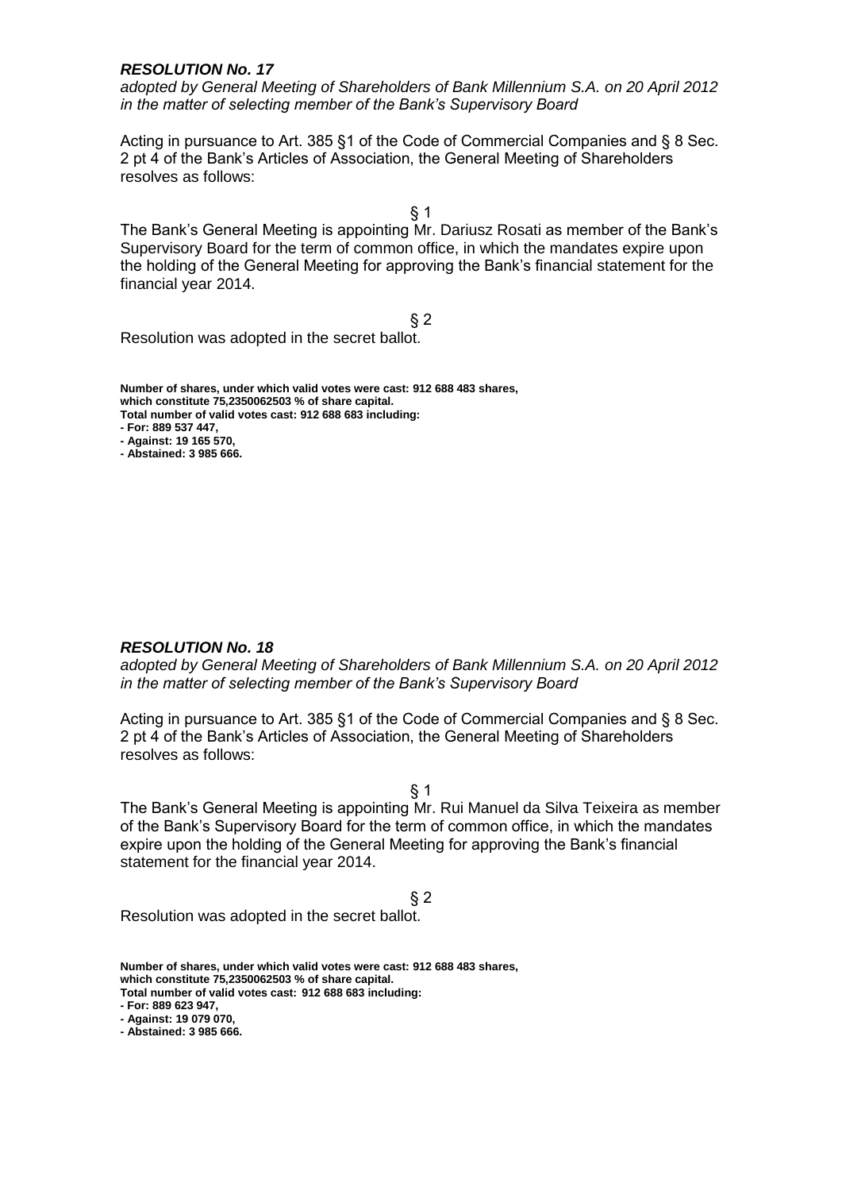### *RESOLUTION No. 17*

*adopted by General Meeting of Shareholders of Bank Millennium S.A. on 20 April 2012 in the matter of selecting member of the Bank's Supervisory Board*

Acting in pursuance to Art. 385 §1 of the Code of Commercial Companies and § 8 Sec. 2 pt 4 of the Bank's Articles of Association, the General Meeting of Shareholders resolves as follows:

§ 1

The Bank's General Meeting is appointing Mr. Dariusz Rosati as member of the Bank's Supervisory Board for the term of common office, in which the mandates expire upon the holding of the General Meeting for approving the Bank's financial statement for the financial year 2014.

§ 2

Resolution was adopted in the secret ballot.

**Number of shares, under which valid votes were cast: 912 688 483 shares, which constitute 75,2350062503 % of share capital.**
**Total number of valid votes cast: 912 688 683 including:**
**- For: 889 537 447,**
**- Against: 19 165 570,**
**- Abstained: 3 985 666.**

### *RESOLUTION No. 18*

*adopted by General Meeting of Shareholders of Bank Millennium S.A. on 20 April 2012 in the matter of selecting member of the Bank's Supervisory Board*

Acting in pursuance to Art. 385 §1 of the Code of Commercial Companies and § 8 Sec. 2 pt 4 of the Bank's Articles of Association, the General Meeting of Shareholders resolves as follows:

§ 1

The Bank's General Meeting is appointing Mr. Rui Manuel da Silva Teixeira as member of the Bank's Supervisory Board for the term of common office, in which the mandates expire upon the holding of the General Meeting for approving the Bank's financial statement for the financial year 2014.

§ 2

Resolution was adopted in the secret ballot.

**Number of shares, under which valid votes were cast: 912 688 483 shares, which constitute 75,2350062503 % of share capital.**
**Total number of valid votes cast: 912 688 683 including:**
**- For: 889 623 947,**
**- Against: 19 079 070,**
**- Abstained: 3 985 666.**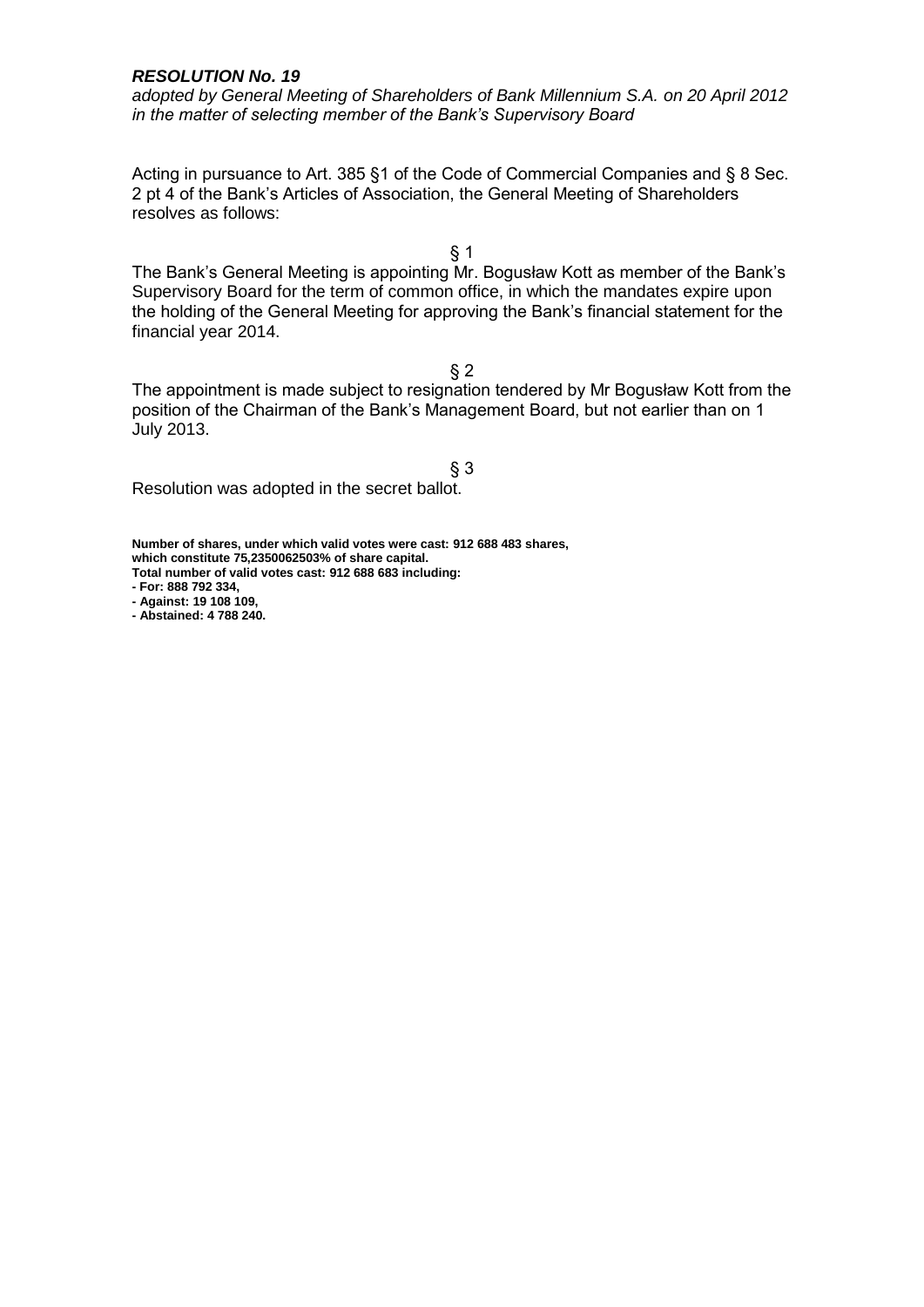***RESOLUTION No. 19***

*adopted by General Meeting of Shareholders of Bank Millennium S.A. on 20 April 2012 in the matter of selecting member of the Bank's Supervisory Board*

Acting in pursuance to Art. 385 §1 of the Code of Commercial Companies and § 8 Sec. 2 pt 4 of the Bank's Articles of Association, the General Meeting of Shareholders resolves as follows:

§ 1

The Bank's General Meeting is appointing Mr. Bogusław Kott as member of the Bank's Supervisory Board for the term of common office, in which the mandates expire upon the holding of the General Meeting for approving the Bank's financial statement for the financial year 2014.

§ 2

The appointment is made subject to resignation tendered by Mr Bogusław Kott from the position of the Chairman of the Bank's Management Board, but not earlier than on 1 July 2013.

§ 3

Resolution was adopted in the secret ballot.

**Number of shares, under which valid votes were cast: 912 688 483 shares, which constitute 75,2350062503% of share capital.**
**Total number of valid votes cast: 912 688 683 including:**
**- For: 888 792 334,**
**- Against: 19 108 109,**
**- Abstained: 4 788 240.**